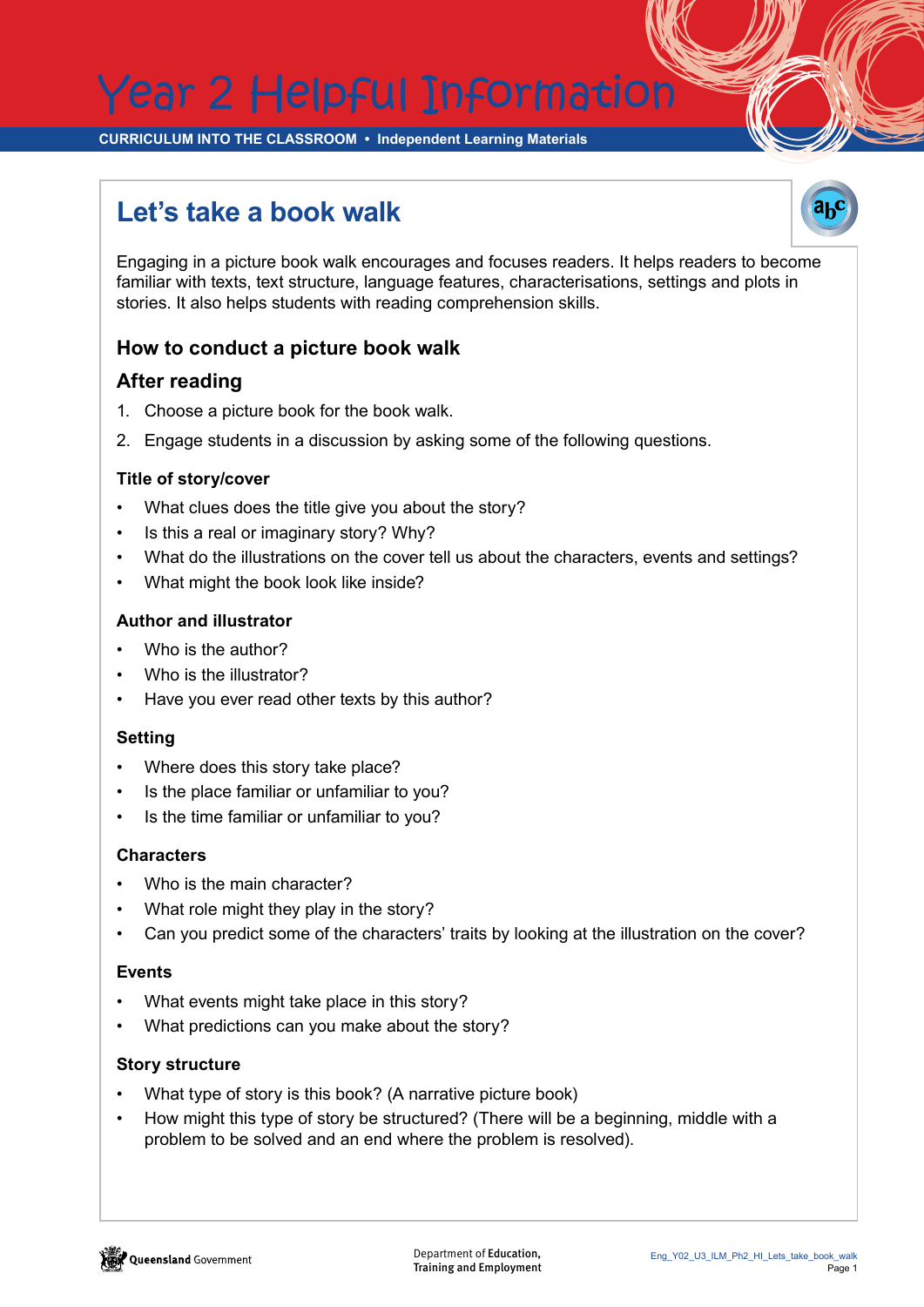# Year 2 Helpful Information

CURRICULUM INTO THE CLASSROOM • Independent Learning Materials

## Let's take a book walk

Engaging in a picture book walk encourages and focuses readers. It helps readers to become familiar with texts, text structure, language features, characterisations, settings and plots in stories. It also helps students with reading comprehension skills.

### How to conduct a picture book walk

### After reading

1. Choose a picture book for the book walk.
2. Engage students in a discussion by asking some of the following questions.

#### Title of story/cover

- What clues does the title give you about the story?
- Is this a real or imaginary story? Why?
- What do the illustrations on the cover tell us about the characters, events and settings?
- What might the book look like inside?

#### Author and illustrator

- Who is the author?
- Who is the illustrator?
- Have you ever read other texts by this author?

#### Setting

- Where does this story take place?
- Is the place familiar or unfamiliar to you?
- Is the time familiar or unfamiliar to you?

#### Characters

- Who is the main character?
- What role might they play in the story?
- Can you predict some of the characters' traits by looking at the illustration on the cover?

#### Events

- What events might take place in this story?
- What predictions can you make about the story?

#### Story structure

- What type of story is this book? (A narrative picture book)
- How might this type of story be structured? (There will be a beginning, middle with a problem to be solved and an end where the problem is resolved).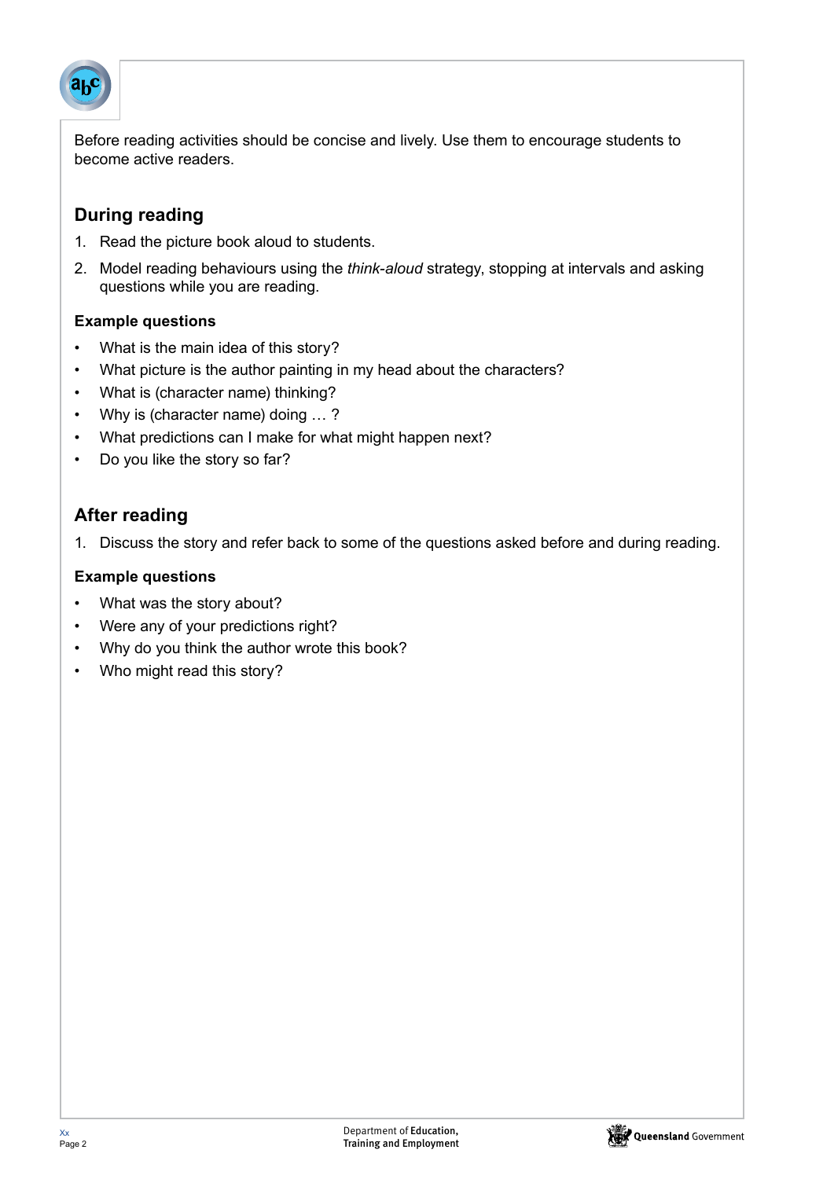Before reading activities should be concise and lively. Use them to encourage students to become active readers.

## During reading

1. Read the picture book aloud to students.
2. Model reading behaviours using the *think-aloud* strategy, stopping at intervals and asking questions while you are reading.

### Example questions

- What is the main idea of this story?
- What picture is the author painting in my head about the characters?
- What is (character name) thinking?
- Why is (character name) doing … ?
- What predictions can I make for what might happen next?
- Do you like the story so far?

## After reading

1. Discuss the story and refer back to some of the questions asked before and during reading.

### Example questions

- What was the story about?
- Were any of your predictions right?
- Why do you think the author wrote this book?
- Who might read this story?